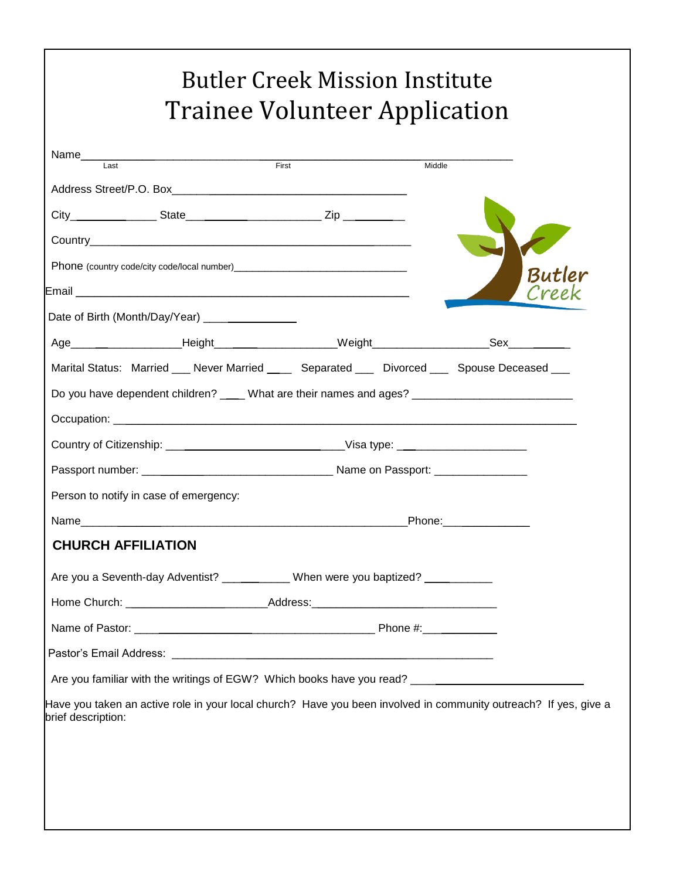# Butler Creek Mission Institute
# Trainee Volunteer Application

Name___________________________________________________________________
Last First Middle

Address Street/P.O. Box_____________________________________

City_______________ State_________________________ Zip __________

Country________________________________________________

Phone (country code/city code/local number)______________________________

Email _______________________________________________________

Butler Creek

Date of Birth (Month/Day/Year) ______________

Age__________________Height______________________Weight___________________Sex___________

Marital Status: Married ___ Never Married ____ Separated ___ Divorced ___ Spouse Deceased ___

Do you have dependent children? ____ What are their names and ages? _________________________

Occupation: ___________________________________________________________________________

Country of Citizenship: _______________________________Visa type: _____________________

Passport number: ______________________________ Name on Passport: _______________

Person to notify in case of emergency:

Name_________________________________________________________Phone:______________

## CHURCH AFFILIATION

Are you a Seventh-day Adventist? ___________ When were you baptized? ___________

Home Church: ______________________Address:_____________________________

Name of Pastor: _______________________________________ Phone #:___________

Pastor's Email Address: ______________________________________________________

Are you familiar with the writings of EGW? Which books have you read? ___________________________

Have you taken an active role in your local church? Have you been involved in community outreach? If yes, give a brief description: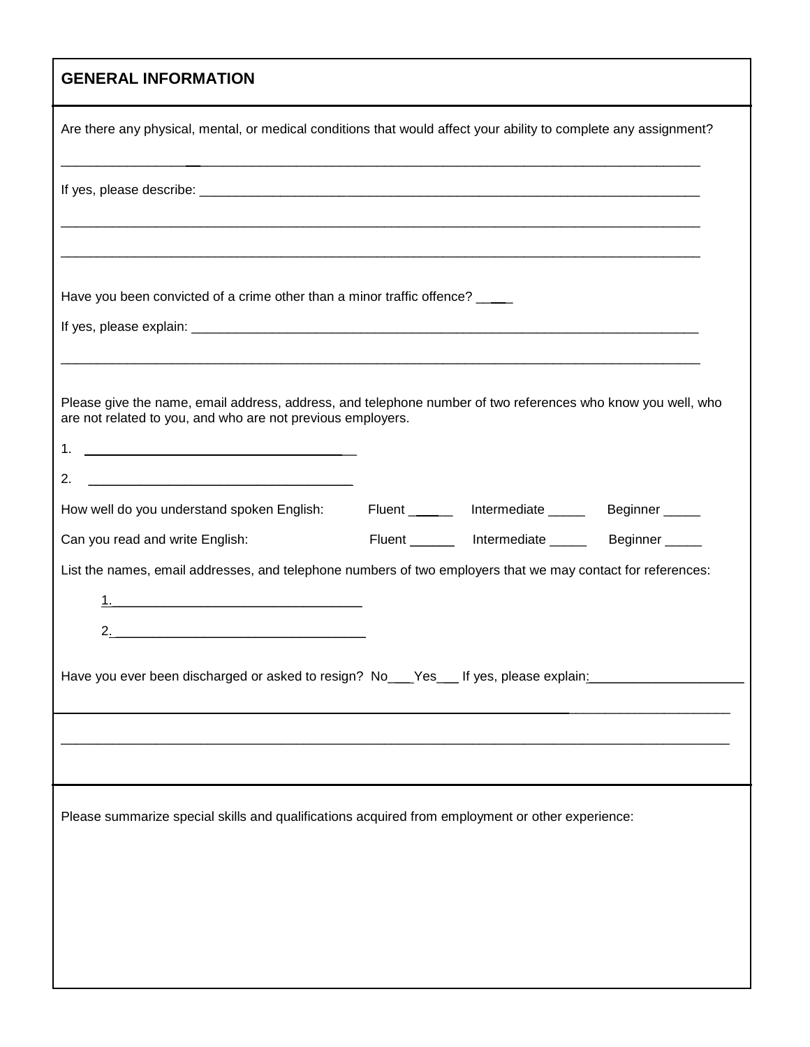## GENERAL INFORMATION

Are there any physical, mental, or medical conditions that would affect your ability to complete any assignment?

______________________________________________________________________________

If yes, please describe: ________________________________________________________________

______________________________________________________________________________

______________________________________________________________________________

Have you been convicted of a crime other than a minor traffic offence? _____

If yes, please explain: _________________________________________________________________

______________________________________________________________________________

Please give the name, email address, address, and telephone number of two references who know you well, who are not related to you, and who are not previous employers.

1. ________________________________

2. ________________________________

How well do you understand spoken English: Fluent _____ Intermediate _____ Beginner _____

Can you read and write English: Fluent _____ Intermediate _____ Beginner _____

List the names, email addresses, and telephone numbers of two employers that we may contact for references:

1. ________________________________

2. ________________________________

Have you ever been discharged or asked to resign? No___Yes___ If yes, please explain:____________________

______________________________________________________________________________

______________________________________________________________________________

Please summarize special skills and qualifications acquired from employment or other experience: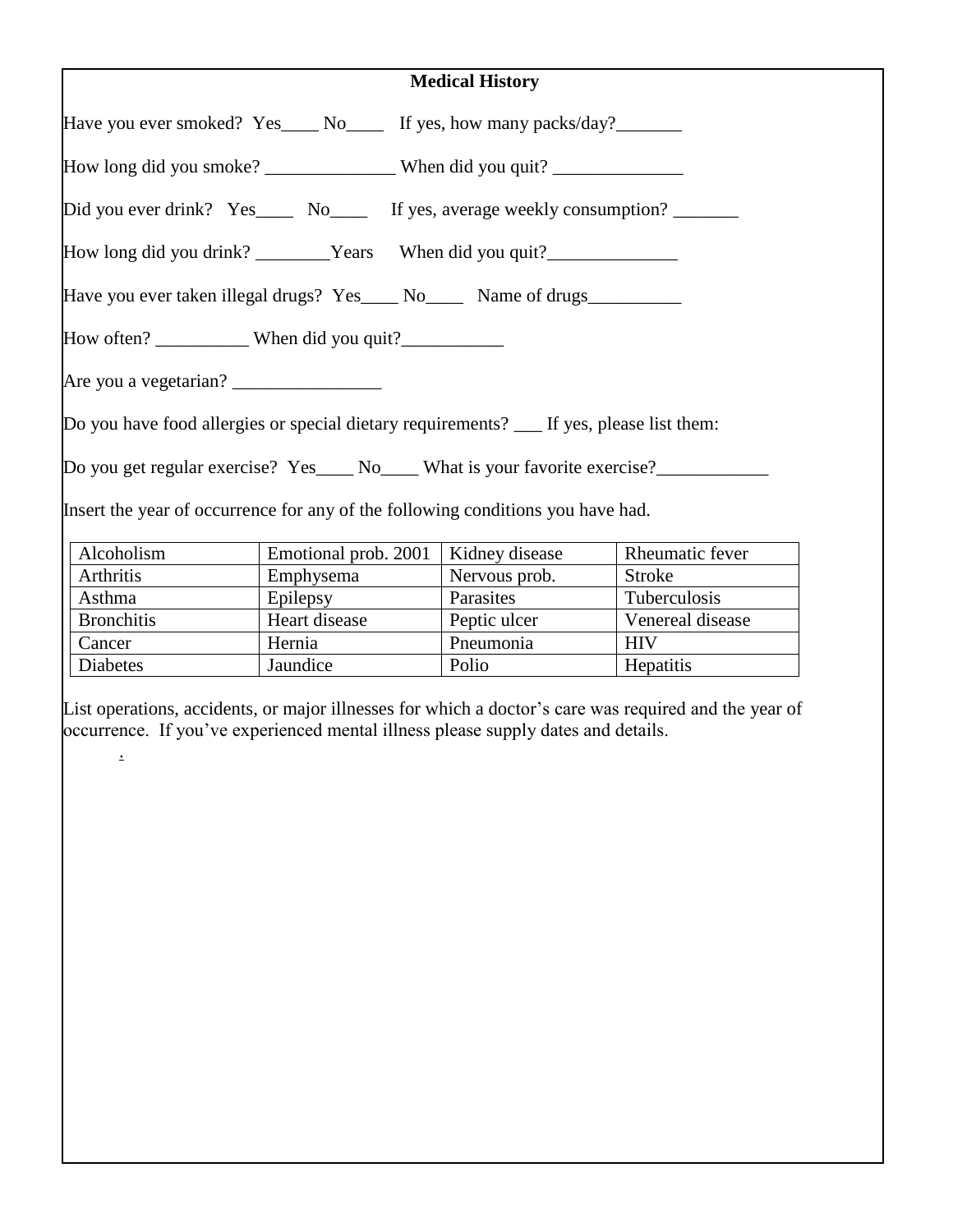## Medical History

Have you ever smoked? Yes____ No____ If yes, how many packs/day?_______

How long did you smoke? ______________ When did you quit? ______________

Did you ever drink? Yes____ No____ If yes, average weekly consumption? _______

How long did you drink? ________Years When did you quit?______________

Have you ever taken illegal drugs? Yes____ No____ Name of drugs__________

How often? __________ When did you quit?___________

Are you a vegetarian? ________________

Do you have food allergies or special dietary requirements? ___ If yes, please list them:

Do you get regular exercise? Yes____ No____ What is your favorite exercise?____________

Insert the year of occurrence for any of the following conditions you have had.

| | | | |
|---|---|---|---|
| Alcoholism | Emotional prob. 2001 | Kidney disease | Rheumatic fever |
| Arthritis | Emphysema | Nervous prob. | Stroke |
| Asthma | Epilepsy | Parasites | Tuberculosis |
| Bronchitis | Heart disease | Peptic ulcer | Venereal disease |
| Cancer | Hernia | Pneumonia | HIV |
| Diabetes | Jaundice | Polio | Hepatitis |

List operations, accidents, or major illnesses for which a doctor's care was required and the year of occurrence. If you've experienced mental illness please supply dates and details.

.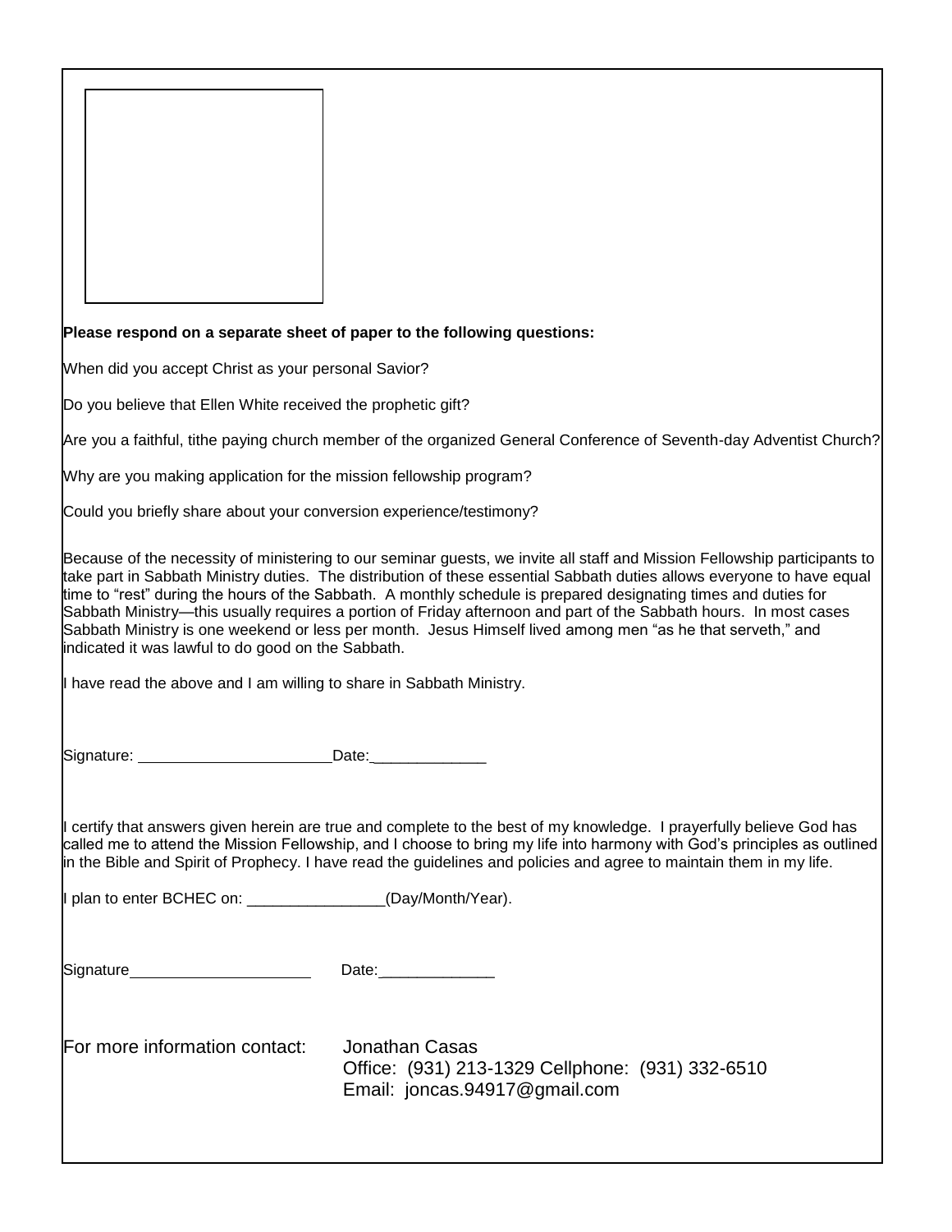**Please respond on a separate sheet of paper to the following questions:**

When did you accept Christ as your personal Savior?

Do you believe that Ellen White received the prophetic gift?

Are you a faithful, tithe paying church member of the organized General Conference of Seventh-day Adventist Church?

Why are you making application for the mission fellowship program?

Could you briefly share about your conversion experience/testimony?

Because of the necessity of ministering to our seminar guests, we invite all staff and Mission Fellowship participants to take part in Sabbath Ministry duties. The distribution of these essential Sabbath duties allows everyone to have equal time to "rest" during the hours of the Sabbath. A monthly schedule is prepared designating times and duties for Sabbath Ministry—this usually requires a portion of Friday afternoon and part of the Sabbath hours. In most cases Sabbath Ministry is one weekend or less per month. Jesus Himself lived among men "as he that serveth," and indicated it was lawful to do good on the Sabbath.

I have read the above and I am willing to share in Sabbath Ministry.

Signature: ______________________ Date:_____________

I certify that answers given herein are true and complete to the best of my knowledge. I prayerfully believe God has called me to attend the Mission Fellowship, and I choose to bring my life into harmony with God's principles as outlined in the Bible and Spirit of Prophecy. I have read the guidelines and policies and agree to maintain them in my life.

I plan to enter BCHEC on: ________________(Day/Month/Year).

Signature____________________ Date:_____________

For more information contact: Jonathan Casas
Office: (931) 213-1329 Cellphone: (931) 332-6510
Email: joncas.94917@gmail.com